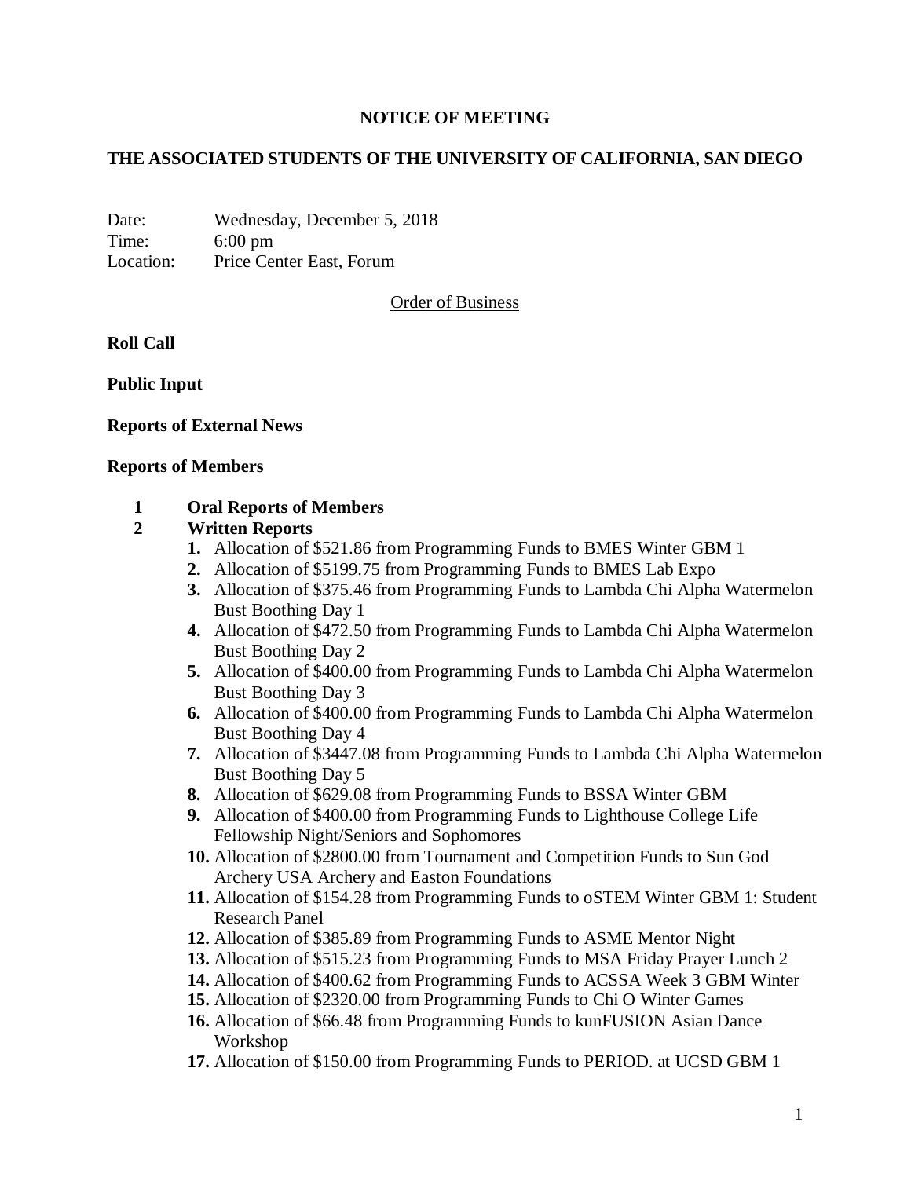# NOTICE OF MEETING

## THE ASSOCIATED STUDENTS OF THE UNIVERSITY OF CALIFORNIA, SAN DIEGO

Date: Wednesday, December 5, 2018
Time: 6:00 pm
Location: Price Center East, Forum

Order of Business

**Roll Call**

**Public Input**

**Reports of External News**

**Reports of Members**

**1 Oral Reports of Members**

**2 Written Reports**

1. Allocation of $521.86 from Programming Funds to BMES Winter GBM 1
2. Allocation of $5199.75 from Programming Funds to BMES Lab Expo
3. Allocation of $375.46 from Programming Funds to Lambda Chi Alpha Watermelon Bust Boothing Day 1
4. Allocation of $472.50 from Programming Funds to Lambda Chi Alpha Watermelon Bust Boothing Day 2
5. Allocation of $400.00 from Programming Funds to Lambda Chi Alpha Watermelon Bust Boothing Day 3
6. Allocation of $400.00 from Programming Funds to Lambda Chi Alpha Watermelon Bust Boothing Day 4
7. Allocation of $3447.08 from Programming Funds to Lambda Chi Alpha Watermelon Bust Boothing Day 5
8. Allocation of $629.08 from Programming Funds to BSSA Winter GBM
9. Allocation of $400.00 from Programming Funds to Lighthouse College Life Fellowship Night/Seniors and Sophomores
10. Allocation of $2800.00 from Tournament and Competition Funds to Sun God Archery USA Archery and Easton Foundations
11. Allocation of $154.28 from Programming Funds to oSTEM Winter GBM 1: Student Research Panel
12. Allocation of $385.89 from Programming Funds to ASME Mentor Night
13. Allocation of $515.23 from Programming Funds to MSA Friday Prayer Lunch 2
14. Allocation of $400.62 from Programming Funds to ACSSA Week 3 GBM Winter
15. Allocation of $2320.00 from Programming Funds to Chi O Winter Games
16. Allocation of $66.48 from Programming Funds to kunFUSION Asian Dance Workshop
17. Allocation of $150.00 from Programming Funds to PERIOD. at UCSD GBM 1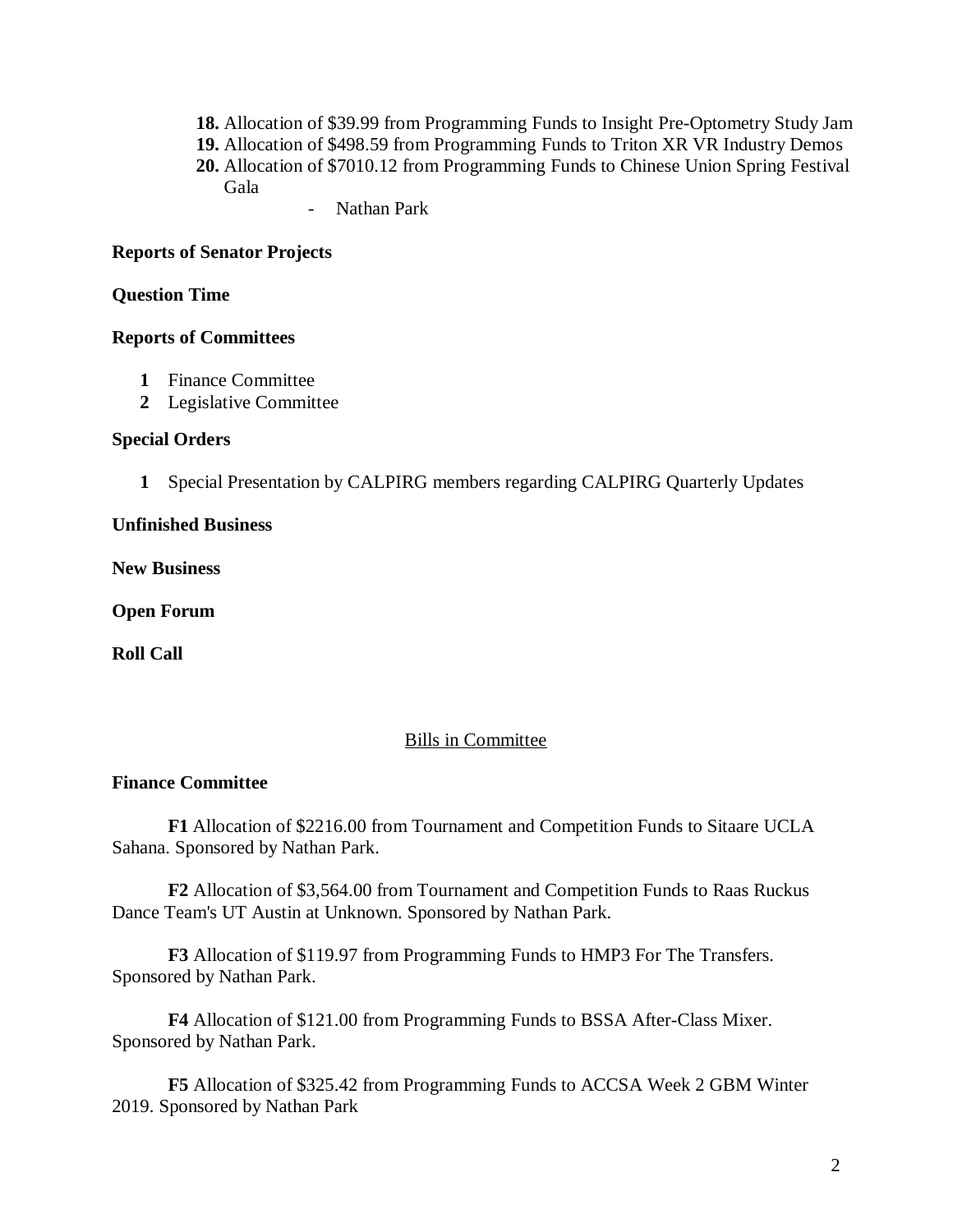18. Allocation of $39.99 from Programming Funds to Insight Pre-Optometry Study Jam
19. Allocation of $498.59 from Programming Funds to Triton XR VR Industry Demos
20. Allocation of $7010.12 from Programming Funds to Chinese Union Spring Festival Gala
    - Nathan Park

**Reports of Senator Projects**

**Question Time**

**Reports of Committees**

1. Finance Committee
2. Legislative Committee

**Special Orders**

1. Special Presentation by CALPIRG members regarding CALPIRG Quarterly Updates

**Unfinished Business**

**New Business**

**Open Forum**

**Roll Call**

<u>Bills in Committee</u>

**Finance Committee**

**F1** Allocation of $2216.00 from Tournament and Competition Funds to Sitaare UCLA Sahana. Sponsored by Nathan Park.

**F2** Allocation of $3,564.00 from Tournament and Competition Funds to Raas Ruckus Dance Team's UT Austin at Unknown. Sponsored by Nathan Park.

**F3** Allocation of $119.97 from Programming Funds to HMP3 For The Transfers. Sponsored by Nathan Park.

**F4** Allocation of $121.00 from Programming Funds to BSSA After-Class Mixer. Sponsored by Nathan Park.

**F5** Allocation of $325.42 from Programming Funds to ACCSA Week 2 GBM Winter 2019. Sponsored by Nathan Park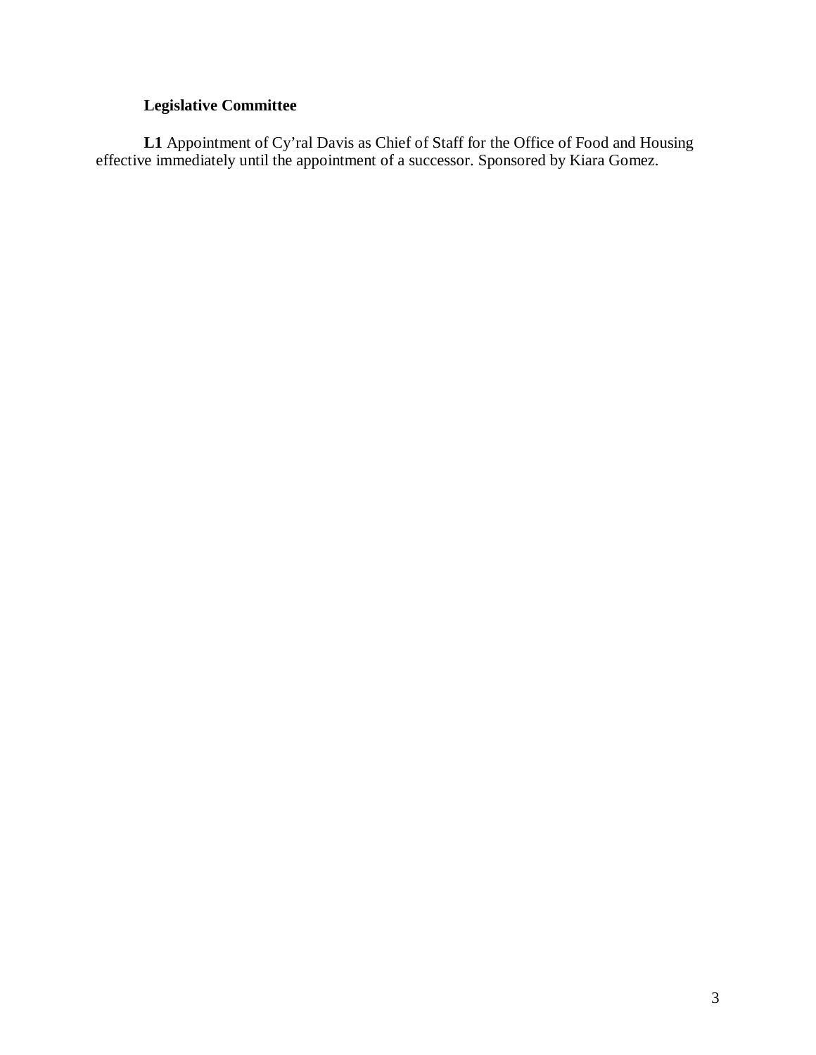**Legislative Committee**

**L1** Appointment of Cy'ral Davis as Chief of Staff for the Office of Food and Housing effective immediately until the appointment of a successor. Sponsored by Kiara Gomez.